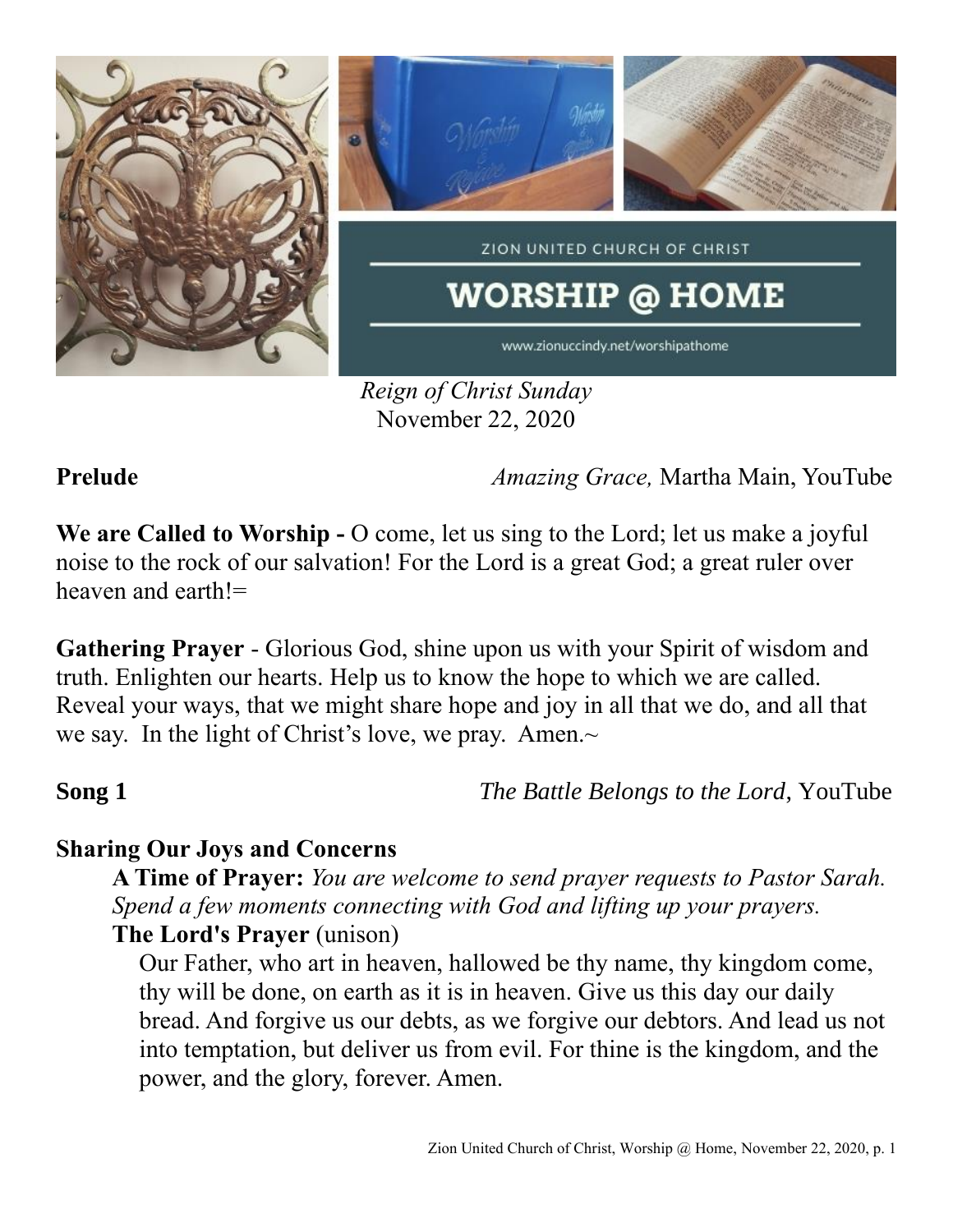ZION UNITED CHURCH OF CHRIST

# WORSHIP @ HOME

www.zionuccindy.net/worshipathome

*Reign of Christ Sunday*
November 22, 2020

**Prelude** *Amazing Grace,* Martha Main, YouTube

**We are Called to Worship -** O come, let us sing to the Lord; let us make a joyful noise to the rock of our salvation! For the Lord is a great God; a great ruler over heaven and earth!=

**Gathering Prayer** - Glorious God, shine upon us with your Spirit of wisdom and truth. Enlighten our hearts. Help us to know the hope to which we are called. Reveal your ways, that we might share hope and joy in all that we do, and all that we say. In the light of Christ's love, we pray. Amen.~

**Song 1** *The Battle Belongs to the Lord*, YouTube

**Sharing Our Joys and Concerns**

**A Time of Prayer:** *You are welcome to send prayer requests to Pastor Sarah. Spend a few moments connecting with God and lifting up your prayers.*

**The Lord's Prayer** (unison)

Our Father, who art in heaven, hallowed be thy name, thy kingdom come, thy will be done, on earth as it is in heaven. Give us this day our daily bread. And forgive us our debts, as we forgive our debtors. And lead us not into temptation, but deliver us from evil. For thine is the kingdom, and the power, and the glory, forever. Amen.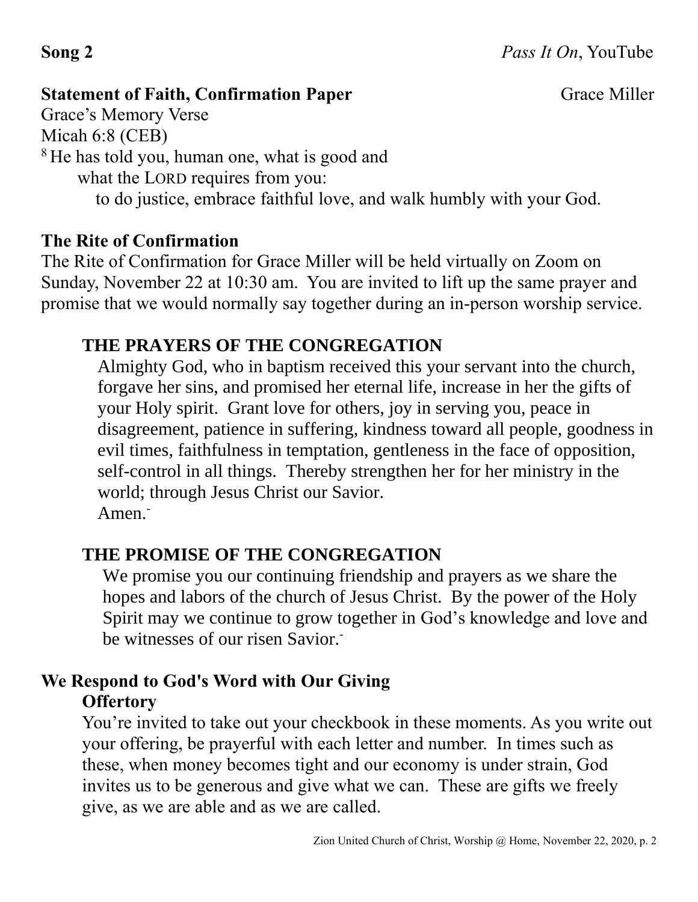**Song 2** *Pass It On*, YouTube

**Statement of Faith, Confirmation Paper** Grace Miller

Grace's Memory Verse
Micah 6:8 (CEB)
[8] He has told you, human one, what is good and
what the LORD requires from you:
to do justice, embrace faithful love, and walk humbly with your God.

**The Rite of Confirmation**

The Rite of Confirmation for Grace Miller will be held virtually on Zoom on Sunday, November 22 at 10:30 am. You are invited to lift up the same prayer and promise that we would normally say together during an in-person worship service.

**THE PRAYERS OF THE CONGREGATION**

Almighty God, who in baptism received this your servant into the church, forgave her sins, and promised her eternal life, increase in her the gifts of your Holy spirit. Grant love for others, joy in serving you, peace in disagreement, patience in suffering, kindness toward all people, goodness in evil times, faithfulness in temptation, gentleness in the face of opposition, self-control in all things. Thereby strengthen her for her ministry in the world; through Jesus Christ our Savior.
Amen.

**THE PROMISE OF THE CONGREGATION**

We promise you our continuing friendship and prayers as we share the hopes and labors of the church of Jesus Christ. By the power of the Holy Spirit may we continue to grow together in God's knowledge and love and be witnesses of our risen Savior.

**We Respond to God's Word with Our Giving**

**Offertory**

You're invited to take out your checkbook in these moments. As you write out your offering, be prayerful with each letter and number. In times such as these, when money becomes tight and our economy is under strain, God invites us to be generous and give what we can. These are gifts we freely give, as we are able and as we are called.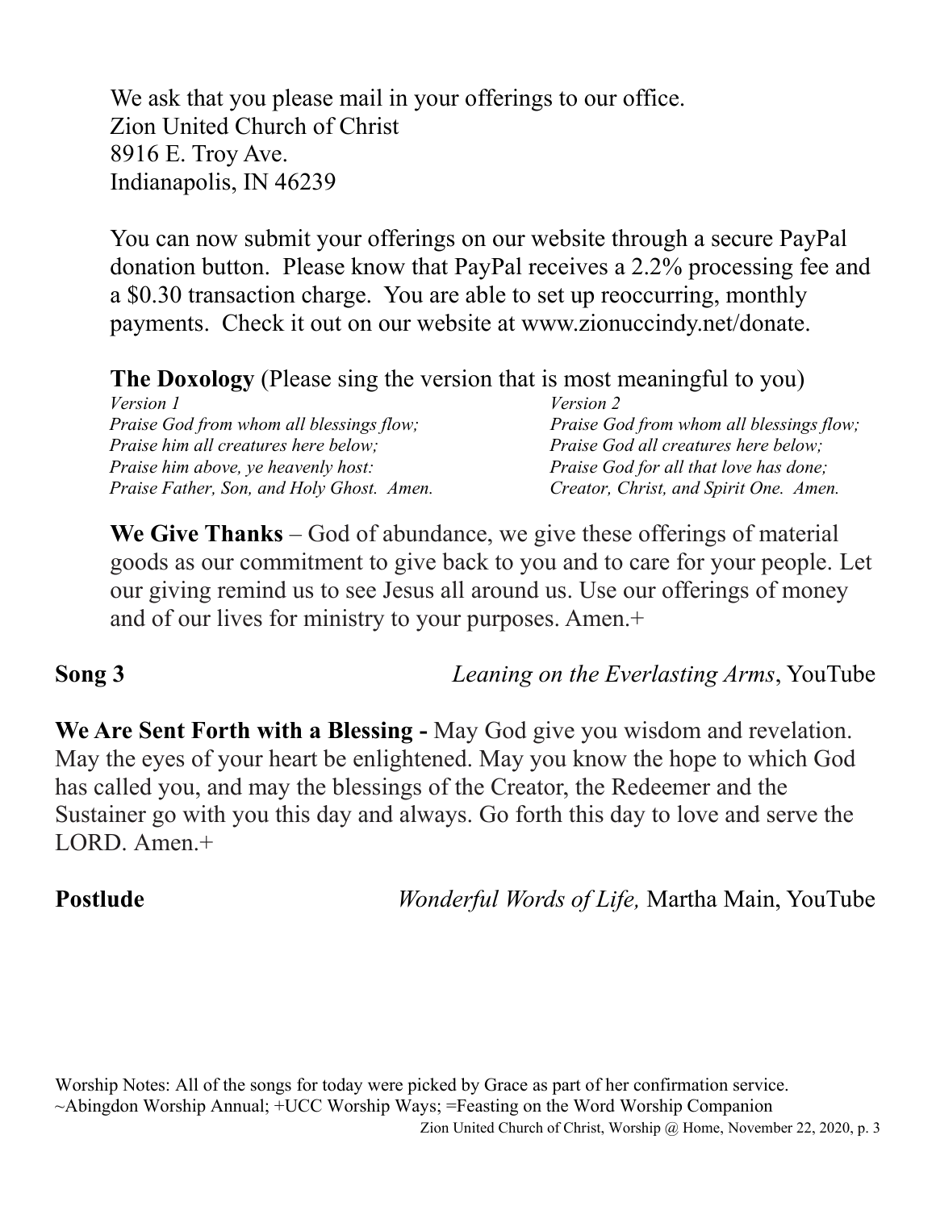We ask that you please mail in your offerings to our office.
Zion United Church of Christ
8916 E. Troy Ave.
Indianapolis, IN 46239

You can now submit your offerings on our website through a secure PayPal donation button. Please know that PayPal receives a 2.2% processing fee and a $0.30 transaction charge. You are able to set up reoccurring, monthly payments. Check it out on our website at www.zionuccindy.net/donate.

**The Doxology** (Please sing the version that is most meaningful to you)

*Version 1*
*Praise God from whom all blessings flow;*
*Praise him all creatures here below;*
*Praise him above, ye heavenly host:*
*Praise Father, Son, and Holy Ghost. Amen.*

*Version 2*
*Praise God from whom all blessings flow;*
*Praise God all creatures here below;*
*Praise God for all that love has done;*
*Creator, Christ, and Spirit One. Amen.*

**We Give Thanks** – God of abundance, we give these offerings of material goods as our commitment to give back to you and to care for your people. Let our giving remind us to see Jesus all around us. Use our offerings of money and of our lives for ministry to your purposes. Amen.+

**Song 3** *Leaning on the Everlasting Arms*, YouTube

**We Are Sent Forth with a Blessing -** May God give you wisdom and revelation. May the eyes of your heart be enlightened. May you know the hope to which God has called you, and may the blessings of the Creator, the Redeemer and the Sustainer go with you this day and always. Go forth this day to love and serve the LORD. Amen.+

**Postlude** *Wonderful Words of Life,* Martha Main, YouTube

Worship Notes: All of the songs for today were picked by Grace as part of her confirmation service.
~Abingdon Worship Annual; +UCC Worship Ways; =Feasting on the Word Worship Companion